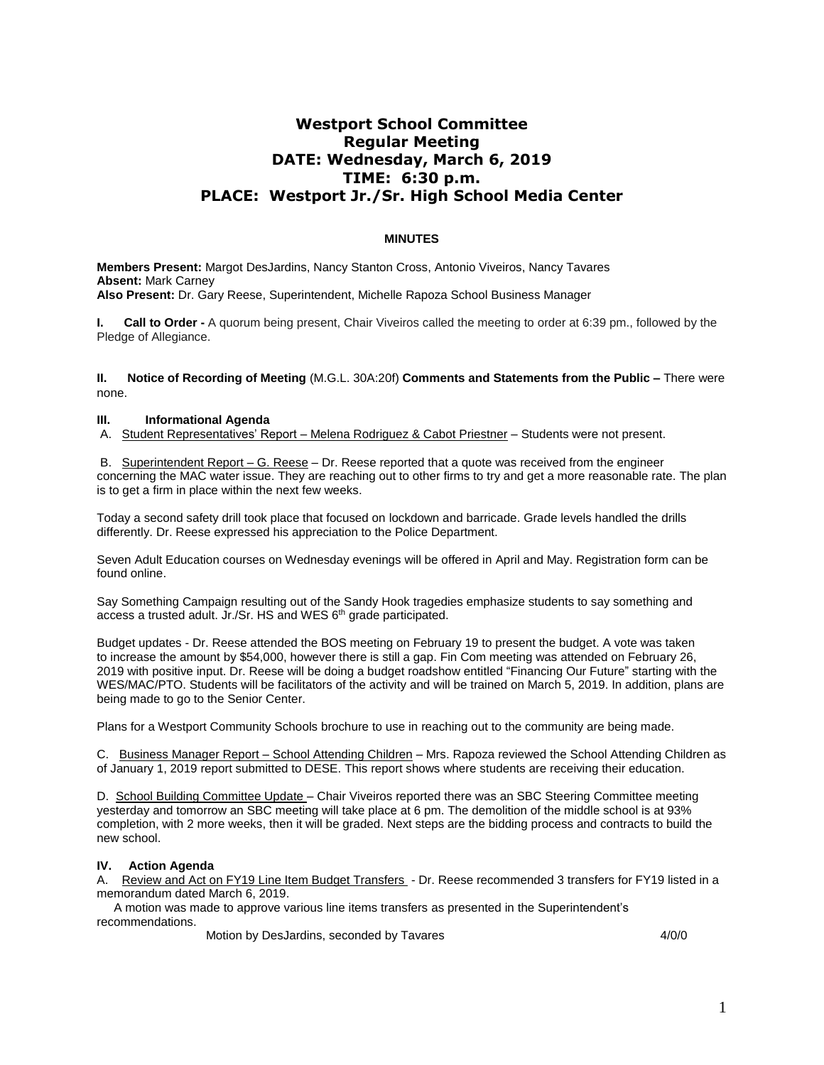# Westport School Committee
## Regular Meeting
## DATE: Wednesday, March 6, 2019
## TIME: 6:30 p.m.
## PLACE: Westport Jr./Sr. High School Media Center

**MINUTES**

**Members Present:** Margot DesJardins, Nancy Stanton Cross, Antonio Viveiros, Nancy Tavares
**Absent:** Mark Carney
**Also Present:** Dr. Gary Reese, Superintendent, Michelle Rapoza School Business Manager

**I. Call to Order -** A quorum being present, Chair Viveiros called the meeting to order at 6:39 pm., followed by the Pledge of Allegiance.

**II. Notice of Recording of Meeting** (M.G.L. 30A:20f) **Comments and Statements from the Public –** There were none.

**III. Informational Agenda**

A. Student Representatives' Report – Melena Rodriguez & Cabot Priestner – Students were not present.

B. Superintendent Report – G. Reese – Dr. Reese reported that a quote was received from the engineer concerning the MAC water issue. They are reaching out to other firms to try and get a more reasonable rate. The plan is to get a firm in place within the next few weeks.

Today a second safety drill took place that focused on lockdown and barricade. Grade levels handled the drills differently. Dr. Reese expressed his appreciation to the Police Department.

Seven Adult Education courses on Wednesday evenings will be offered in April and May. Registration form can be found online.

Say Something Campaign resulting out of the Sandy Hook tragedies emphasize students to say something and access a trusted adult. Jr./Sr. HS and WES 6th grade participated.

Budget updates - Dr. Reese attended the BOS meeting on February 19 to present the budget. A vote was taken to increase the amount by $54,000, however there is still a gap. Fin Com meeting was attended on February 26, 2019 with positive input. Dr. Reese will be doing a budget roadshow entitled "Financing Our Future" starting with the WES/MAC/PTO. Students will be facilitators of the activity and will be trained on March 5, 2019. In addition, plans are being made to go to the Senior Center.

Plans for a Westport Community Schools brochure to use in reaching out to the community are being made.

C. Business Manager Report – School Attending Children – Mrs. Rapoza reviewed the School Attending Children as of January 1, 2019 report submitted to DESE. This report shows where students are receiving their education.

D. School Building Committee Update – Chair Viveiros reported there was an SBC Steering Committee meeting yesterday and tomorrow an SBC meeting will take place at 6 pm. The demolition of the middle school is at 93% completion, with 2 more weeks, then it will be graded. Next steps are the bidding process and contracts to build the new school.

**IV. Action Agenda**

A. Review and Act on FY19 Line Item Budget Transfers - Dr. Reese recommended 3 transfers for FY19 listed in a memorandum dated March 6, 2019.

A motion was made to approve various line items transfers as presented in the Superintendent's recommendations.

Motion by DesJardins, seconded by Tavares 4/0/0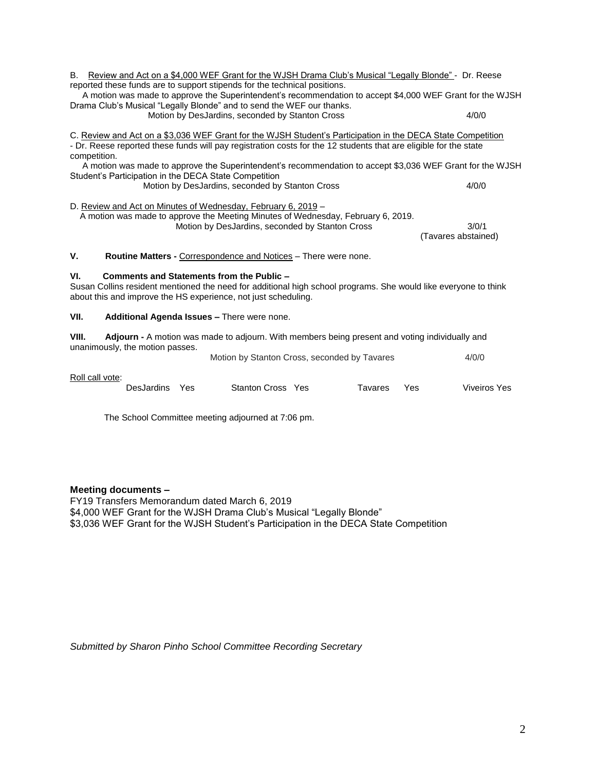B. <u>Review and Act on a $4,000 WEF Grant for the WJSH Drama Club's Musical "Legally Blonde"</u> - Dr. Reese reported these funds are to support stipends for the technical positions.

A motion was made to approve the Superintendent's recommendation to accept $4,000 WEF Grant for the WJSH Drama Club's Musical "Legally Blonde" and to send the WEF our thanks.

Motion by DesJardins, seconded by Stanton Cross 4/0/0

C. <u>Review and Act on a $3,036 WEF Grant for the WJSH Student's Participation in the DECA State Competition</u> - Dr. Reese reported these funds will pay registration costs for the 12 students that are eligible for the state competition.

A motion was made to approve the Superintendent's recommendation to accept $3,036 WEF Grant for the WJSH Student's Participation in the DECA State Competition

Motion by DesJardins, seconded by Stanton Cross 4/0/0

D. <u>Review and Act on Minutes of Wednesday, February 6, 2019</u> –

A motion was made to approve the Meeting Minutes of Wednesday, February 6, 2019.

Motion by DesJardins, seconded by Stanton Cross 3/0/1 (Tavares abstained)

**V. Routine Matters -** <u>Correspondence and Notices</u> – There were none.

**VI. Comments and Statements from the Public –**

Susan Collins resident mentioned the need for additional high school programs. She would like everyone to think about this and improve the HS experience, not just scheduling.

**VII. Additional Agenda Issues –** There were none.

**VIII. Adjourn -** A motion was made to adjourn. With members being present and voting individually and unanimously, the motion passes.

Motion by Stanton Cross, seconded by Tavares 4/0/0

<u>Roll call vote</u>:

DesJardins Yes Stanton Cross Yes Tavares Yes Viveiros Yes

The School Committee meeting adjourned at 7:06 pm.

**Meeting documents –**

FY19 Transfers Memorandum dated March 6, 2019

$4,000 WEF Grant for the WJSH Drama Club's Musical "Legally Blonde"

$3,036 WEF Grant for the WJSH Student's Participation in the DECA State Competition

*Submitted by Sharon Pinho School Committee Recording Secretary*